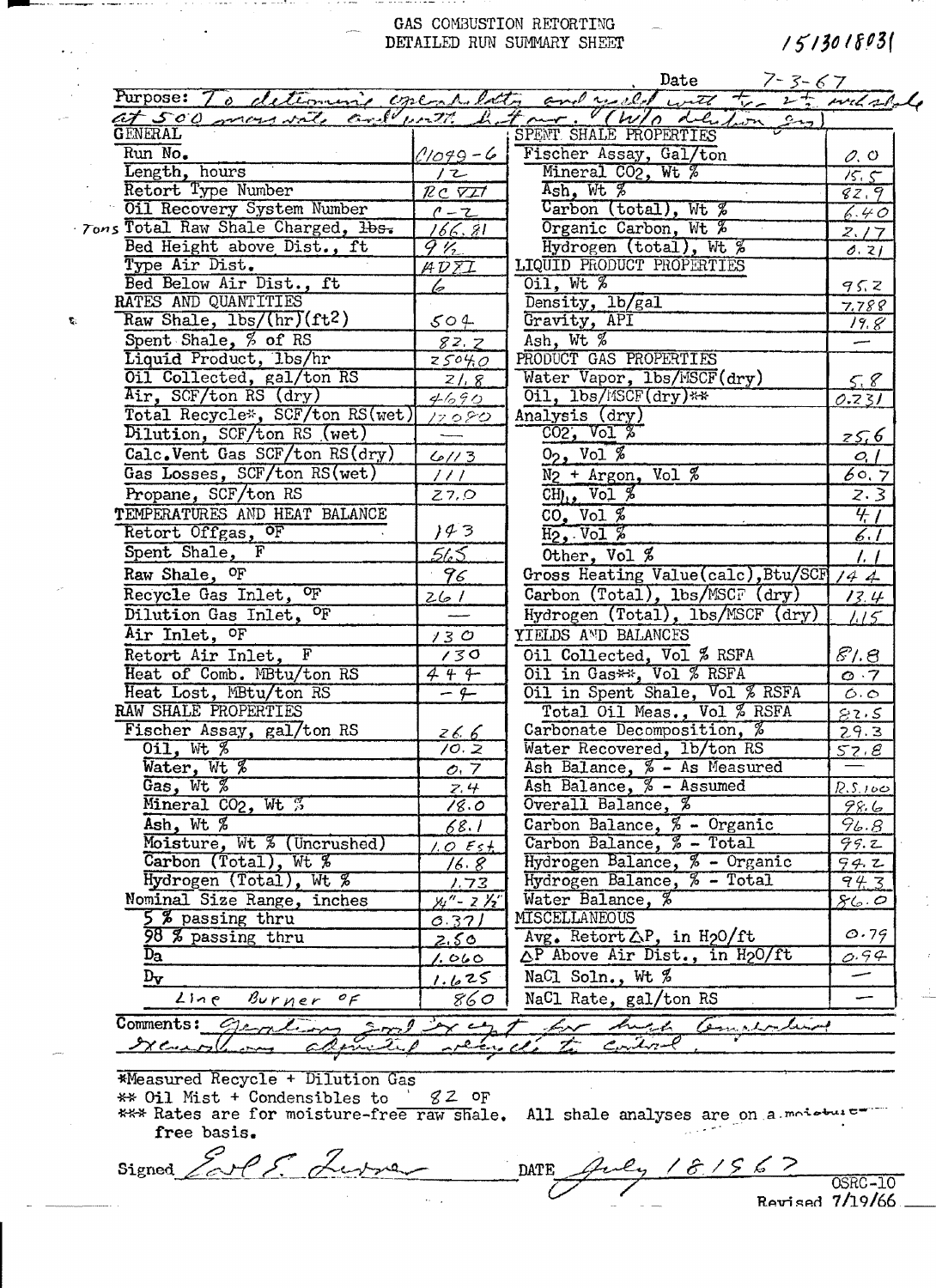# GAS COMBUSTION RETORTING
## DETAILED RUN SUMMARY SHEET

1513018031

Date 7-3-67

Purpose: To determine operability and yield with +- 2 1/2" whole shale at 500 mass rate and with heat recycle (w/o dilution gas)

| GENERAL | | SPENT SHALE PROPERTIES | |
|---|---|---|---|
| Run No. | C1049-6 | Fischer Assay, Gal/ton | 0.0 |
| Length, hours | 12 | Mineral $CO_2$, Wt % | 15.5 |
| Retort Type Number | RC VII | Ash, Wt % | 82.9 |
| Oil Recovery System Number | C-2 | Carbon (total), Wt % | 6.40 |
| Total Raw Shale Charged, ~~lbs.~~ Tons | 166.81 | Organic Carbon, Wt % | 2.17 |
| Bed Height above Dist., ft | 9 1/2 | Hydrogen (total), Wt % | 0.21 |
| Type Air Dist. | ADII | **LIQUID PRODUCT PROPERTIES** | |
| Bed Below Air Dist., ft | 6 | Oil, Wt % | 95.2 |
| **RATES AND QUANTITIES** | | Density, lb/gal | 7.788 |
| Raw Shale, lbs/(hr)(ft²) | 504 | Gravity, API | 19.8 |
| Spent Shale, % of RS | 82.2 | Ash, Wt % | — |
| Liquid Product, lbs/hr | 25040 | **PRODUCT GAS PROPERTIES** | |
| Oil Collected, gal/ton RS | 21.8 | Water Vapor, lbs/MSCF(dry) | 5.8 |
| Air, SCF/ton RS (dry) | 4690 | Oil, lbs/MSCF(dry)** | 0.231 |
| Total Recycle*, SCF/ton RS(wet) | 17080 | Analysis (dry) | |
| Dilution, SCF/ton RS (wet) | — | $CO_2$, Vol % | 25.6 |
| Calc. Vent Gas SCF/ton RS(dry) | 6113 | $O_2$, Vol % | 0.1 |
| Gas Losses, SCF/ton RS(wet) | 111 | $N_2$ + Argon, Vol % | 60.7 |
| Propane, SCF/ton RS | 27.0 | $CH_4$, Vol % | 2.3 |
| **TEMPERATURES AND HEAT BALANCE** | | CO, Vol % | 4.1 |
| Retort Offgas, °F | 143 | $H_2$, Vol % | 6.1 |
| Spent Shale, F | 565 | Other, Vol % | 1.1 |
| Raw Shale, °F | 96 | Gross Heating Value(calc), Btu/SCF | 144 |
| Recycle Gas Inlet, °F | 261 | Carbon (Total), lbs/MSCF (dry) | 13.4 |
| Dilution Gas Inlet, °F | — | Hydrogen (Total), lbs/MSCF (dry) | 1.15 |
| Air Inlet, °F | 130 | **YIELDS AND BALANCES** | |
| Retort Air Inlet, F | 130 | Oil Collected, Vol % RSFA | 81.8 |
| Heat of Comb. MBtu/ton RS | 444 | Oil in Gas**, Vol % RSFA | 0.7 |
| Heat Lost, MBtu/ton RS | -4 | Oil in Spent Shale, Vol % RSFA | 0.0 |
| **RAW SHALE PROPERTIES** | | Total Oil Meas., Vol % RSFA | 82.5 |
| Fischer Assay, gal/ton RS | 26.6 | Carbonate Decomposition, % | 29.3 |
| Oil, Wt % | 10.2 | Water Recovered, lb/ton RS | 57.8 |
| Water, Wt % | 0.7 | Ash Balance, % - As Measured | — |
| Gas, Wt % | 2.4 | Ash Balance, % - Assumed | R.S. 100 |
| Mineral $CO_2$, Wt % | 18.0 | Overall Balance, % | 98.6 |
| Ash, Wt % | 68.1 | Carbon Balance, % - Organic | 96.8 |
| Moisture, Wt % (Uncrushed) | 1.0 Est | Carbon Balance, % - Total | 99.2 |
| Carbon (Total), Wt % | 16.8 | Hydrogen Balance, % - Organic | 94.2 |
| Hydrogen (Total), Wt % | 1.73 | Hydrogen Balance, % - Total | 94.3 |
| Nominal Size Range, inches | 1/4" - 2 1/2" | Water Balance, % | 86.0 |
| 5 % passing thru | 0.371 | **MISCELLANEOUS** | |
| 98 % passing thru | 2.50 | Avg. Retort ΔP, in $H_2O$/ft | 0.79 |
| $D_a$ | 1.060 | ΔP Above Air Dist., in $H_2O$/ft | 0.94 |
| $D_v$ | 1.625 | NaCl Soln., Wt % | — |
| Line Burner °F | 860 | NaCl Rate, gal/ton RS | — |

Comments: Operation good except for high temperature excursions adjusted recycle to control

*Measured Recycle + Dilution Gas
** Oil Mist + Condensibles to 82 °F
*** Rates are for moisture-free raw shale. All shale analyses are on a moisture-free basis.

Signed Earl E. Lusser DATE July 18 1967

OSRC-10
Revised 7/19/66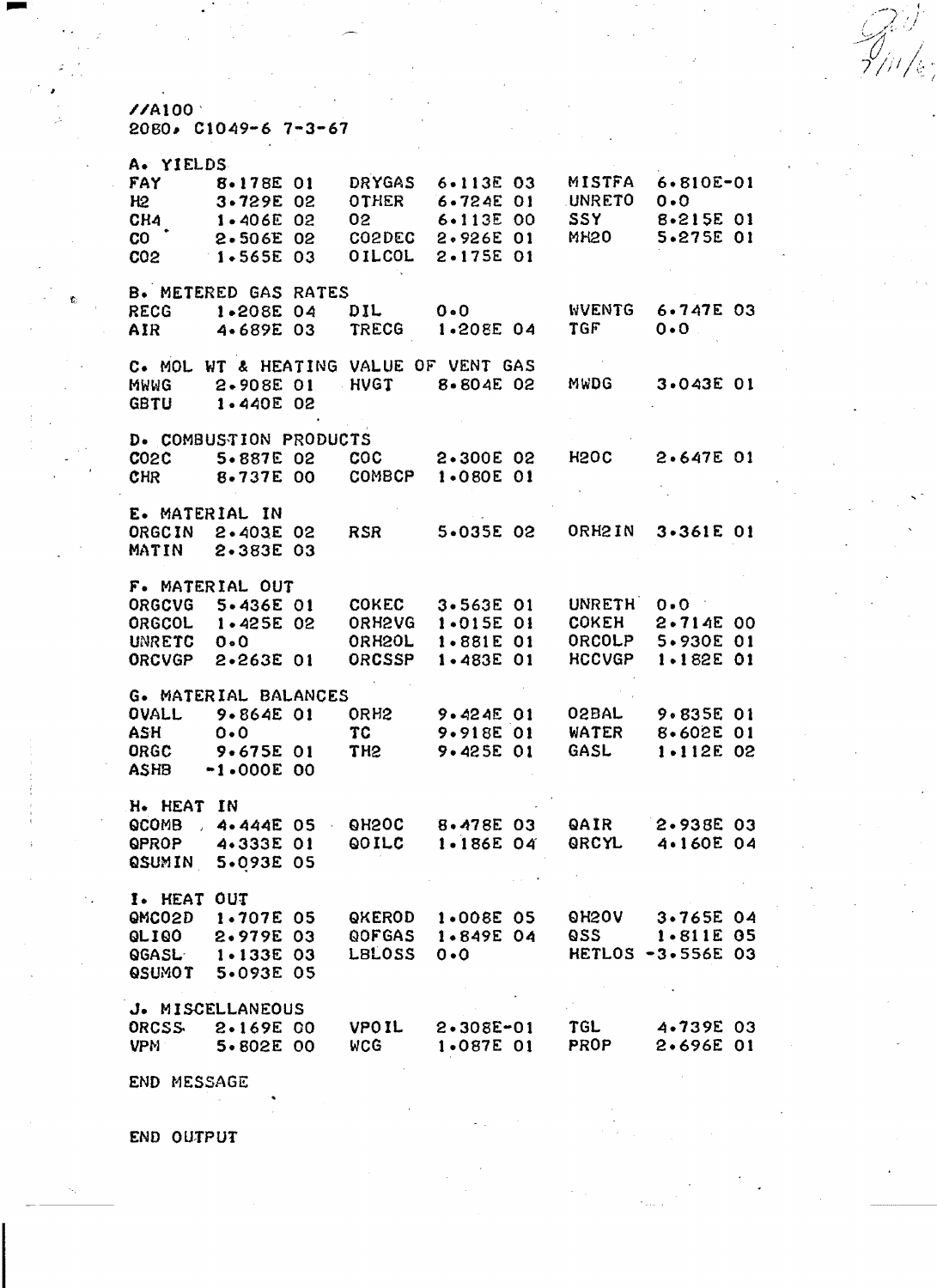//A100
2080, C1049-6 7-3-67

A. YIELDS

| | | | | | |
|---|---|---|---|---|---|
| FAY | 8.178E 01 | DRYGAS | 6.113E 03 | MISTFA | 6.810E-01 |
| H2 | 3.729E 02 | OTHER | 6.724E 01 | UNRETO | 0.0 |
| CH4 | 1.406E 02 | O2 | 6.113E 00 | SSY | 8.215E 01 |
| CO | 2.506E 02 | CO2DEC | 2.926E 01 | MH2O | 5.275E 01 |
| CO2 | 1.565E 03 | OILCOL | 2.175E 01 | | |

B. METERED GAS RATES

| | | | | | |
|---|---|---|---|---|---|
| RECG | 1.208E 04 | DIL | 0.0 | WVENTG | 6.747E 03 |
| AIR | 4.689E 03 | TRECG | 1.208E 04 | TGF | 0.0 |

C. MOL WT & HEATING VALUE OF VENT GAS

| | | | | | |
|---|---|---|---|---|---|
| MWWG | 2.908E 01 | HVGT | 8.804E 02 | MWDG | 3.043E 01 |
| GBTU | 1.440E 02 | | | | |

D. COMBUSTION PRODUCTS

| | | | | | |
|---|---|---|---|---|---|
| CO2C | 5.887E 02 | COC | 2.300E 02 | H2OC | 2.647E 01 |
| CHR | 8.737E 00 | COMBCP | 1.080E 01 | | |

E. MATERIAL IN

| | | | | | |
|---|---|---|---|---|---|
| ORGCIN | 2.403E 02 | RSR | 5.035E 02 | ORH2IN | 3.361E 01 |
| MATIN | 2.383E 03 | | | | |

F. MATERIAL OUT

| | | | | | |
|---|---|---|---|---|---|
| ORGCVG | 5.436E 01 | COKEC | 3.563E 01 | UNRETH | 0.0 |
| ORGCOL | 1.425E 02 | ORH2VG | 1.015E 01 | COKEH | 2.714E 00 |
| UNRETC | 0.0 | ORH2OL | 1.881E 01 | ORCOLP | 5.930E 01 |
| ORCVGP | 2.263E 01 | ORCSSP | 1.483E 01 | HCCVGP | 1.182E 01 |

G. MATERIAL BALANCES

| | | | | | |
|---|---|---|---|---|---|
| OVALL | 9.864E 01 | ORH2 | 9.424E 01 | O2BAL | 9.835E 01 |
| ASH | 0.0 | TC | 9.918E 01 | WATER | 8.602E 01 |
| ORGC | 9.675E 01 | TH2 | 9.425E 01 | GASL | 1.112E 02 |
| ASHB | -1.000E 00 | | | | |

H. HEAT IN

| | | | | | |
|---|---|---|---|---|---|
| QCOMB | 4.444E 05 | QH2OC | 8.478E 03 | QAIR | 2.938E 03 |
| QPROP | 4.333E 01 | QOILC | 1.186E 04 | QRCYL | 4.160E 04 |
| QSUMIN | 5.093E 05 | | | | |

I. HEAT OUT

| | | | | | |
|---|---|---|---|---|---|
| QMCO2D | 1.707E 05 | QKEROD | 1.008E 05 | QH2OV | 3.765E 04 |
| QLIQO | 2.979E 03 | QOFGAS | 1.849E 04 | QSS | 1.811E 05 |
| QGASL | 1.133E 03 | LBLOSS | 0.0 | HETLOS | -3.556E 03 |
| QSUMOT | 5.093E 05 | | | | |

J. MISCELLANEOUS

| | | | | | |
|---|---|---|---|---|---|
| ORCSS | 2.169E 00 | VPOIL | 2.308E-01 | TGL | 4.739E 03 |
| VPM | 5.802E 00 | WCG | 1.087E 01 | PROP | 2.696E 01 |

END MESSAGE

END OUTPUT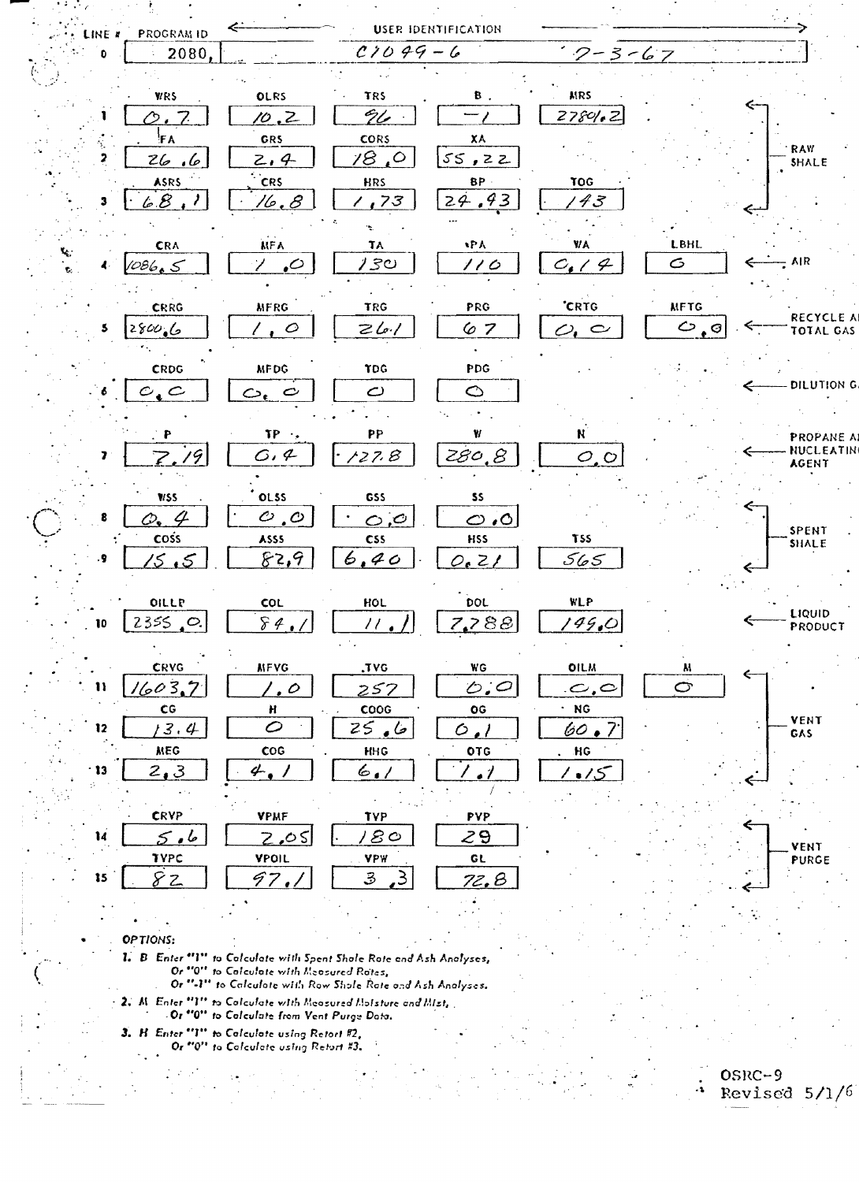| LINE # | PROGRAM ID | USER IDENTIFICATION | | | | |
|---|---|---|---|---|---|---|
| 0 | 2080, | C1049-6 | 7-3-67 | | | |

| LINE # | | | | | | | |
|---|---|---|---|---|---|---|---|
| | WRS | OLRS | TRS | B | MRS | | |
| 1 | 0.7 | 10.2 | 96 | -1 | 2780.2 | | RAW SHALE |
| | FA | GRS | CORS | XA | | | |
| 2 | 26.6 | 2.4 | 18.0 | 55.22 | | | RAW SHALE |
| | ASRS | CRS | HRS | BP | TOG | | |
| 3 | 68.1 | 16.8 | 1.73 | 24.93 | 143 | | RAW SHALE |
| | CRA | MFA | TA | PA | WA | LBHL | |
| 4 | 1086.5 | 1.0 | 130 | 110 | 0.14 | 0 | AIR |
| | CRRG | MFRG | TRG | PRG | CRTG | MFTG | |
| 5 | 2800.6 | 1.0 | 261 | 67 | 0.0 | 0.0 | RECYCLE AND TOTAL GAS |
| | CRDG | MFDG | TDG | PDG | | | |
| 6 | 0.0 | 0.0 | 0 | 0 | | | DILUTION GAS |
| | P | TP | PP | W | N | | |
| 7 | 7.19 | 0.4 | 127.8 | 280.8 | 0.0 | | PROPANE AND NUCLEATING AGENT |
| | WSS | OLSS | GSS | SS | | | |
| 8 | 0.4 | 0.0 | 0.0 | 0.0 | | | SPENT SHALE |
| | COSS | ASSS | CSS | HSS | TSS | | |
| 9 | 15.5 | 82.9 | 6.40 | 0.21 | 565 | | SPENT SHALE |
| | OILLP | COL | HOL | DOL | WLP | | |
| 10 | 2355.0 | 84.1 | 11.1 | 7.788 | 149.0 | | LIQUID PRODUCT |
| | CRVG | MFVG | TVG | WG | OILM | M | |
| 11 | 1603.7 | 1.0 | 257 | 0.0 | 0.0 | 0 | VENT GAS |
| | CG | H | COOG | OG | NG | | |
| 12 | 13.4 | 0 | 25.6 | 0.1 | 60.7 | | VENT GAS |
| | MEG | COG | HHG | OTG | HG | | |
| 13 | 2.3 | 4.1 | 6.1 | 1.1 | 1.15 | | VENT GAS |
| | CRVP | VPMF | TVP | PVP | | | |
| 14 | 5.6 | 2.05 | 180 | 29 | | | VENT PURGE |
| | TVPC | VPOIL | VPW | GL | | | |
| 15 | 82 | 97.1 | 3.3 | 72.8 | | | VENT PURGE |

**OPTIONS:**

1. **B** Enter "1" to Calculate with Spent Shale Rate and Ash Analyses, Or "0" to Calculate with Measured Rates, Or "-1" to Calculate with Raw Shale Rate and Ash Analyses.
2. **M** Enter "1" to Calculate with Measured Moisture and Mist, Or "0" to Calculate from Vent Purge Data.
3. **H** Enter "1" to Calculate using Retort #2, Or "0" to Calculate using Retort #3.

OSRC-9
Revised 5/1/6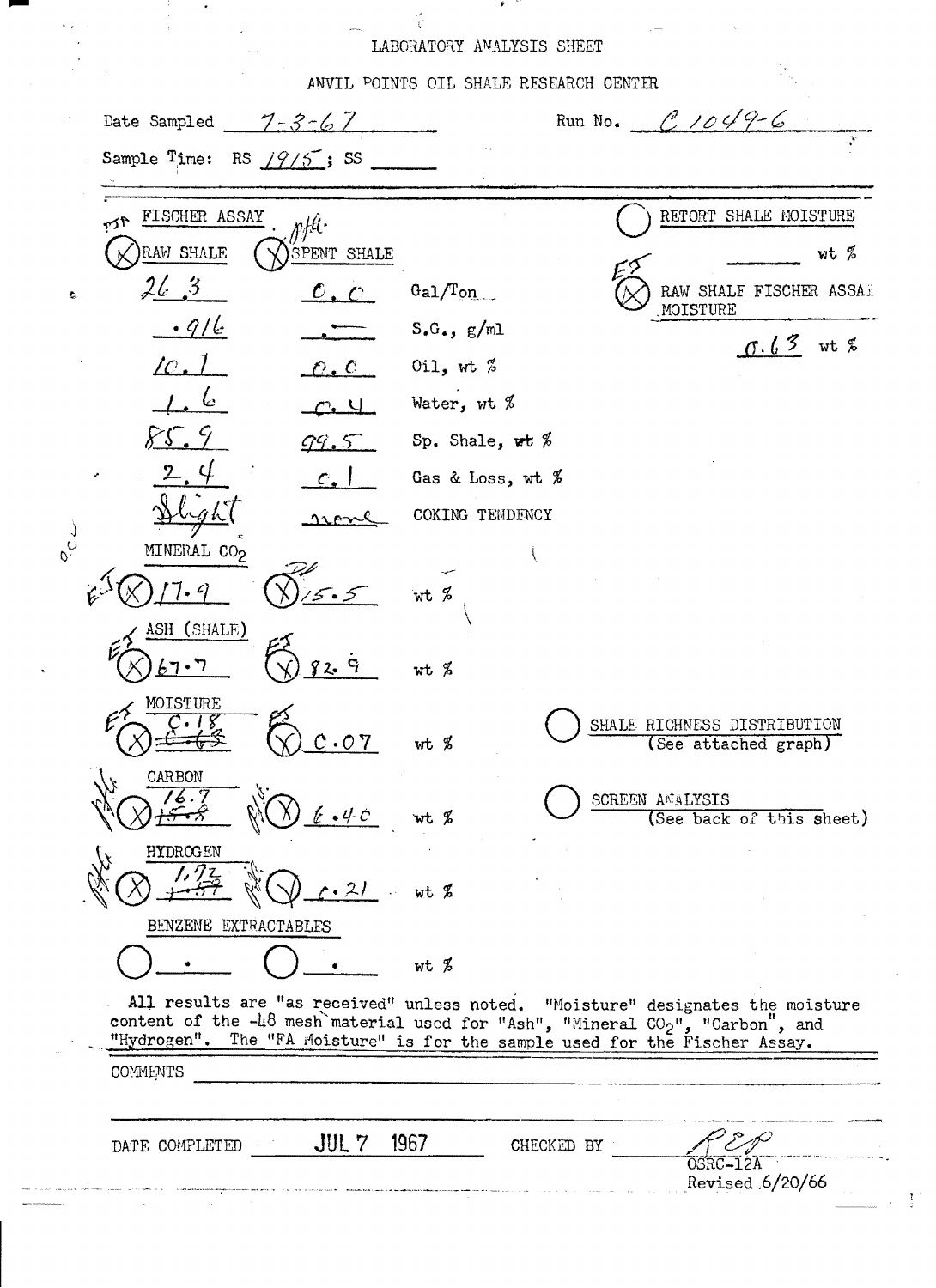LABORATORY ANALYSIS SHEET

ANVIL POINTS OIL SHALE RESEARCH CENTER

Date Sampled 7-3-67 Run No. C 1049-6

Sample Time: RS 1915 ; SS ______

**FISCHER ASSAY**

| (X) RAW SHALE | (X) SPENT SHALE | |
|---|---|---|
| 26.3 | 0.0 | Gal/Ton |
| .916 | .— | S.G., g/ml |
| 10.1 | 0.0 | Oil, wt % |
| 1.6 | 0.4 | Water, wt % |
| 85.9 | 99.5 | Sp. Shale, wt % |
| 2.4 | 0.1 | Gas & Loss, wt % |
| Slight | none | COKING TENDENCY |

( ) RETORT SHALE MOISTURE ______ wt %

(X) RAW SHALE FISCHER ASSAY MOISTURE 0.63 wt %

| | Raw Shale | Spent Shale | |
|---|---|---|---|
| MINERAL $CO_2$ | (X) 17.9 | (X) 15.5 | wt % |
| ASH (SHALE) | (X) 67.7 | (X) 82.9 | wt % |
| MOISTURE | (X) 0.18 ~~0.63~~ | (X) 0.07 | wt % |
| CARBON | (X) 16.7 ~~15.8~~ | (X) 6.40 | wt % |
| HYDROGEN | (X) 1.72 ~~1.57~~ | (X) 0.21 | wt % |
| BENZENE EXTRACTABLES | ( ) . | ( ) . | wt % |

( ) SHALE RICHNESS DISTRIBUTION (See attached graph)

( ) SCREEN ANALYSIS (See back of this sheet)

All results are "as received" unless noted. "Moisture" designates the moisture content of the -48 mesh material used for "Ash", "Mineral $CO_2$", "Carbon", and "Hydrogen". The "FA Moisture" is for the sample used for the Fischer Assay.

COMMENTS ______

DATE COMPLETED JUL 7 1967 CHECKED BY REP

OSRC-12A
Revised 6/20/66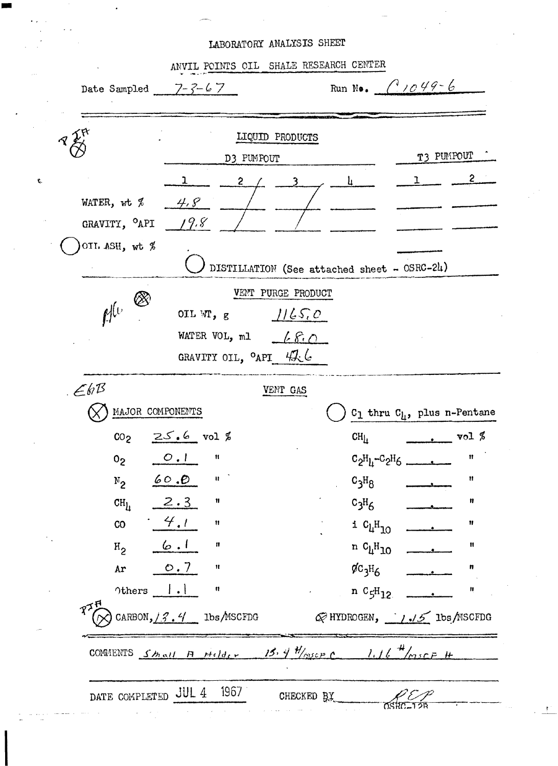# LABORATORY ANALYSIS SHEET

## ANVIL POINTS OIL SHALE RESEARCH CENTER

Date Sampled 7-3-67 Run No. C1049-6

---

PJH ⊗

### LIQUID PRODUCTS

| | D3 PUMPOUT 1 | 2 | 3 | 4 | T3 PUMPOUT 1 | 2 |
|---|---|---|---|---|---|---|
| WATER, wt % | 4.8 | / | / | | | |
| GRAVITY, °API | 19.8 | / | / | | | |
| ◯ OIL ASH, wt % | | | | | | |

◯ DISTILLATION (See attached sheet - OSRC-24)

---

AHC ⊗

### VENT PURGE PRODUCT

OIL WT, g 1165.0

WATER VOL, ml 68.0

GRAVITY OIL, °API 47.6

---

EGB

### VENT GAS

⊗ MAJOR COMPONENTS

| Component | vol % |
|---|---|
| $CO_2$ | 25.6 |
| $O_2$ | 0.1 |
| $N_2$ | 60.0 |
| $CH_4$ | 2.3 |
| CO | 4.1 |
| $H_2$ | 6.1 |
| Ar | 0.7 |
| Others | 1.1 |

◯ $C_1$ thru $C_4$, plus n-Pentane

| Component | vol % |
|---|---|
| $CH_4$ | . |
| $C_2H_4$-$C_2H_6$ | . |
| $C_3H_8$ | . |
| $C_3H_6$ | . |
| i $C_4H_{10}$ | . |
| n $C_4H_{10}$ | . |
| $\phi C_3H_6$ | . |
| n $C_5H_{12}$ | . |

PJH ⊗ CARBON, 13.4 lbs/MSCFDG

⊗ HYDROGEN, 1.15 lbs/MSCFDG

---

COMMENTS Small A Holder 13.4 #/MSCF C 1.16 #/MSCF H

---

DATE COMPLETED JUL 4 1967 CHECKED BY REP

OSRC-12B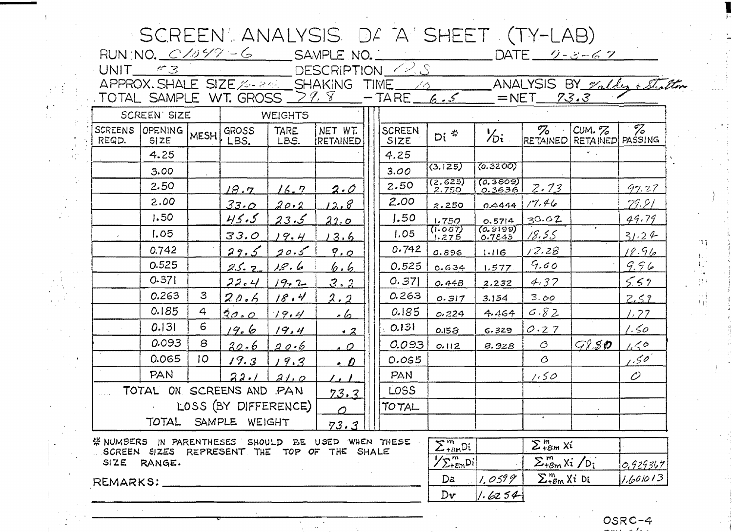# SCREEN ANALYSIS DATA SHEET (TY-LAB)

RUN NO. C1049-6 SAMPLE NO. ______ DATE 2-3-67

UNIT #3 DESCRIPTION OS

APPROX. SHALE SIZE 1/8-2 1/2 SHAKING TIME 10 ANALYSIS BY Valdez & Stratton

TOTAL SAMPLE WT. GROSS 79.8 − TARE 6.5 = NET 73.3

| SCREENS REQD. | OPENING SIZE | MESH | GROSS LBS. | TARE LBS. | NET WT. RETAINED | SCREEN SIZE | Di * | 1/Di | % RETAINED | CUM. % RETAINED | % PASSING |
|---|---|---|---|---|---|---|---|---|---|---|---|
| | 4.25 | | | | | 4.25 | | | | | |
| | 3.00 | | | | | 3.00 | (3.125) | (0.3200) | | | |
| | 2.50 | | 18.7 | 16.7 | 2.0 | 2.50 | (2.625) 2.750 | (0.3809) 0.3636 | 2.73 | | 97.27 |
| | 2.00 | | 33.0 | 20.2 | 12.8 | 2.00 | 2.250 | 0.4444 | 17.46 | | 79.81 |
| | 1.50 | | 45.5 | 23.5 | 22.0 | 1.50 | 1.750 | 0.5714 | 30.02 | | 49.79 |
| | 1.05 | | 33.0 | 19.4 | 13.6 | 1.05 | (1.087) 1.275 | (0.9199) 0.7843 | 18.55 | | 31.24 |
| | 0.742 | | 29.5 | 20.5 | 9.0 | 0.742 | 0.896 | 1.116 | 12.28 | | 18.96 |
| | 0.525 | | 25.2 | 18.6 | 6.6 | 0.525 | 0.634 | 1.577 | 9.00 | | 9.96 |
| | 0.371 | | 22.4 | 19.2 | 3.2 | 0.371 | 0.448 | 2.232 | 4.37 | | 5.59 |
| | 0.263 | 3 | 20.6 | 18.4 | 2.2 | 0.263 | 0.317 | 3.154 | 3.00 | | 2.59 |
| | 0.185 | 4 | 20.0 | 19.4 | .6 | 0.185 | 0.224 | 4.464 | 0.82 | | 1.77 |
| | 0.131 | 6 | 19.6 | 19.4 | .2 | 0.131 | 0.158 | 6.329 | 0.27 | | 1.50 |
| | 0.093 | 8 | 20.6 | 20.6 | .0 | 0.093 | 0.112 | 8.928 | 0 | 98.50 | 1.50 |
| | 0.065 | 10 | 19.3 | 19.3 | .0 | 0.065 | | | 0 | | 1.50 |
| | PAN | | 22.1 | 21.0 | 1.1 | PAN | | | 1.50 | | 0 |
| TOTAL ON SCREENS AND PAN | | | | | 73.3 | LOSS | | | | | |
| LOSS (BY DIFFERENCE) | | | | | 0 | TOTAL | | | | | |
| TOTAL SAMPLE WEIGHT | | | | | 73.3 | | | | | | |

\* NUMBERS IN PARENTHESES SHOULD BE USED WHEN THESE SCREEN SIZES REPRESENT THE TOP OF THE SHALE SIZE RANGE.

| | | | |
|---|---|---|---|
| $\sum_{+8m}^{m} D_i$ | | $\sum_{+8m}^{m} X_i$ | |
| $1/\sum_{+8m}^{m} D_i$ | | $\sum_{+8m}^{m} X_i / D_i$ | 0.929367 |
| Da | 1.0599 | $\sum_{+8m}^{m} X_i D_i$ | 1.601013 |
| Dv | 1.6254 | | |

REMARKS: ______

OSRC-4